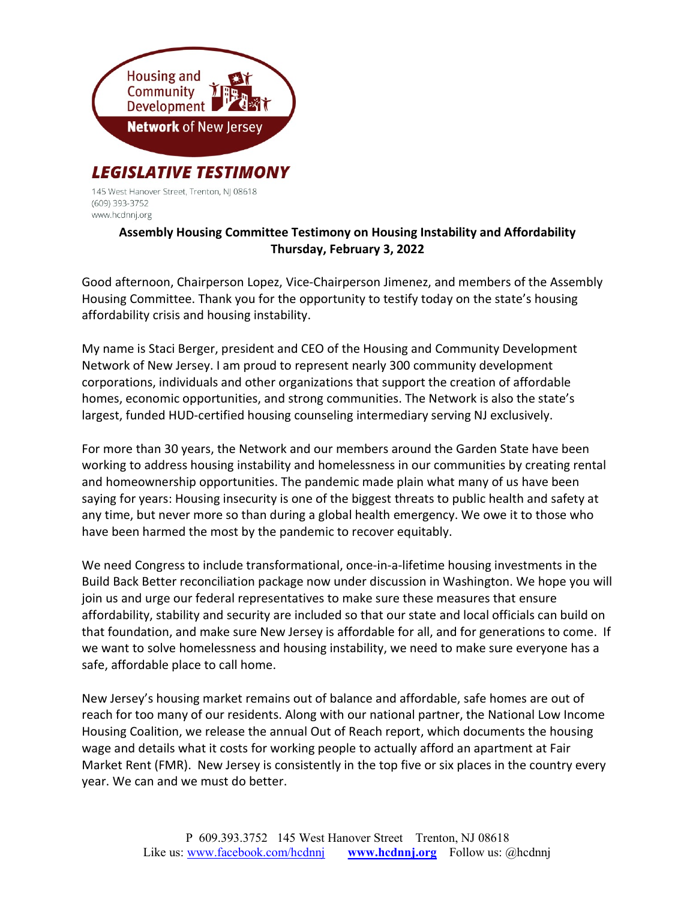Housing and Community Development **Network** of New Jersey

***LEGISLATIVE TESTIMONY***

145 West Hanover Street, Trenton, NJ 08618
(609) 393-3752
www.hcdnnj.org

**Assembly Housing Committee Testimony on Housing Instability and Affordability**
**Thursday, February 3, 2022**

Good afternoon, Chairperson Lopez, Vice-Chairperson Jimenez, and members of the Assembly Housing Committee. Thank you for the opportunity to testify today on the state's housing affordability crisis and housing instability.

My name is Staci Berger, president and CEO of the Housing and Community Development Network of New Jersey. I am proud to represent nearly 300 community development corporations, individuals and other organizations that support the creation of affordable homes, economic opportunities, and strong communities. The Network is also the state's largest, funded HUD-certified housing counseling intermediary serving NJ exclusively.

For more than 30 years, the Network and our members around the Garden State have been working to address housing instability and homelessness in our communities by creating rental and homeownership opportunities. The pandemic made plain what many of us have been saying for years: Housing insecurity is one of the biggest threats to public health and safety at any time, but never more so than during a global health emergency. We owe it to those who have been harmed the most by the pandemic to recover equitably.

We need Congress to include transformational, once-in-a-lifetime housing investments in the Build Back Better reconciliation package now under discussion in Washington. We hope you will join us and urge our federal representatives to make sure these measures that ensure affordability, stability and security are included so that our state and local officials can build on that foundation, and make sure New Jersey is affordable for all, and for generations to come. If we want to solve homelessness and housing instability, we need to make sure everyone has a safe, affordable place to call home.

New Jersey's housing market remains out of balance and affordable, safe homes are out of reach for too many of our residents. Along with our national partner, the National Low Income Housing Coalition, we release the annual Out of Reach report, which documents the housing wage and details what it costs for working people to actually afford an apartment at Fair Market Rent (FMR). New Jersey is consistently in the top five or six places in the country every year. We can and we must do better.

P 609.393.3752 145 West Hanover Street Trenton, NJ 08618
Like us: www.facebook.com/hcdnnj **www.hcdnnj.org** Follow us: @hcdnnj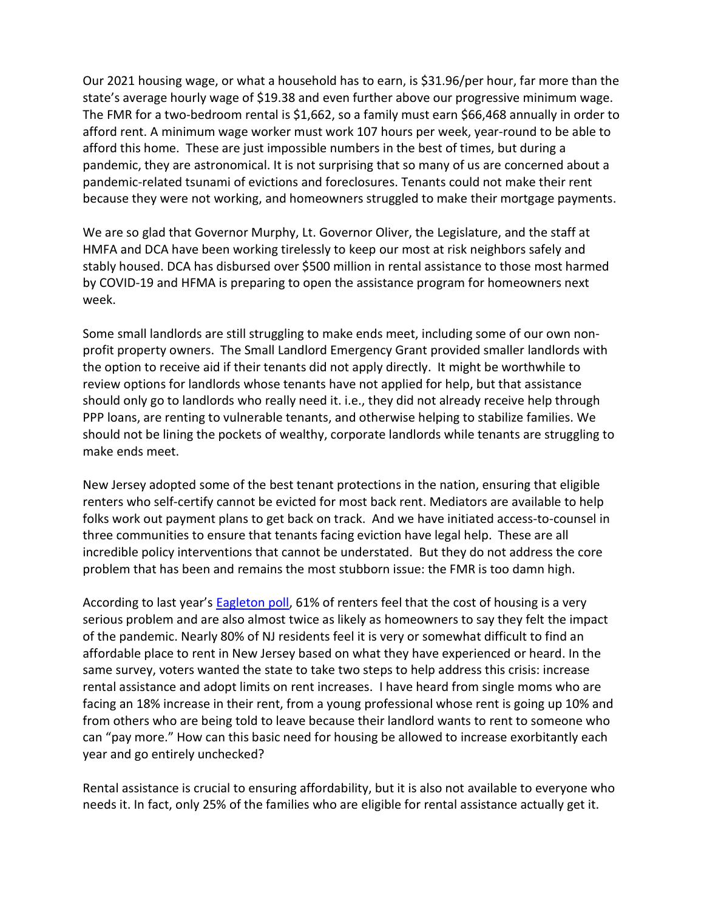Our 2021 housing wage, or what a household has to earn, is $31.96/per hour, far more than the state's average hourly wage of $19.38 and even further above our progressive minimum wage. The FMR for a two-bedroom rental is $1,662, so a family must earn $66,468 annually in order to afford rent. A minimum wage worker must work 107 hours per week, year-round to be able to afford this home. These are just impossible numbers in the best of times, but during a pandemic, they are astronomical. It is not surprising that so many of us are concerned about a pandemic-related tsunami of evictions and foreclosures. Tenants could not make their rent because they were not working, and homeowners struggled to make their mortgage payments.

We are so glad that Governor Murphy, Lt. Governor Oliver, the Legislature, and the staff at HMFA and DCA have been working tirelessly to keep our most at risk neighbors safely and stably housed. DCA has disbursed over $500 million in rental assistance to those most harmed by COVID-19 and HFMA is preparing to open the assistance program for homeowners next week.

Some small landlords are still struggling to make ends meet, including some of our own non-profit property owners. The Small Landlord Emergency Grant provided smaller landlords with the option to receive aid if their tenants did not apply directly. It might be worthwhile to review options for landlords whose tenants have not applied for help, but that assistance should only go to landlords who really need it. i.e., they did not already receive help through PPP loans, are renting to vulnerable tenants, and otherwise helping to stabilize families. We should not be lining the pockets of wealthy, corporate landlords while tenants are struggling to make ends meet.

New Jersey adopted some of the best tenant protections in the nation, ensuring that eligible renters who self-certify cannot be evicted for most back rent. Mediators are available to help folks work out payment plans to get back on track. And we have initiated access-to-counsel in three communities to ensure that tenants facing eviction have legal help. These are all incredible policy interventions that cannot be understated. But they do not address the core problem that has been and remains the most stubborn issue: the FMR is too damn high.

According to last year's [Eagleton poll], 61% of renters feel that the cost of housing is a very serious problem and are also almost twice as likely as homeowners to say they felt the impact of the pandemic. Nearly 80% of NJ residents feel it is very or somewhat difficult to find an affordable place to rent in New Jersey based on what they have experienced or heard. In the same survey, voters wanted the state to take two steps to help address this crisis: increase rental assistance and adopt limits on rent increases. I have heard from single moms who are facing an 18% increase in their rent, from a young professional whose rent is going up 10% and from others who are being told to leave because their landlord wants to rent to someone who can "pay more." How can this basic need for housing be allowed to increase exorbitantly each year and go entirely unchecked?

Rental assistance is crucial to ensuring affordability, but it is also not available to everyone who needs it. In fact, only 25% of the families who are eligible for rental assistance actually get it.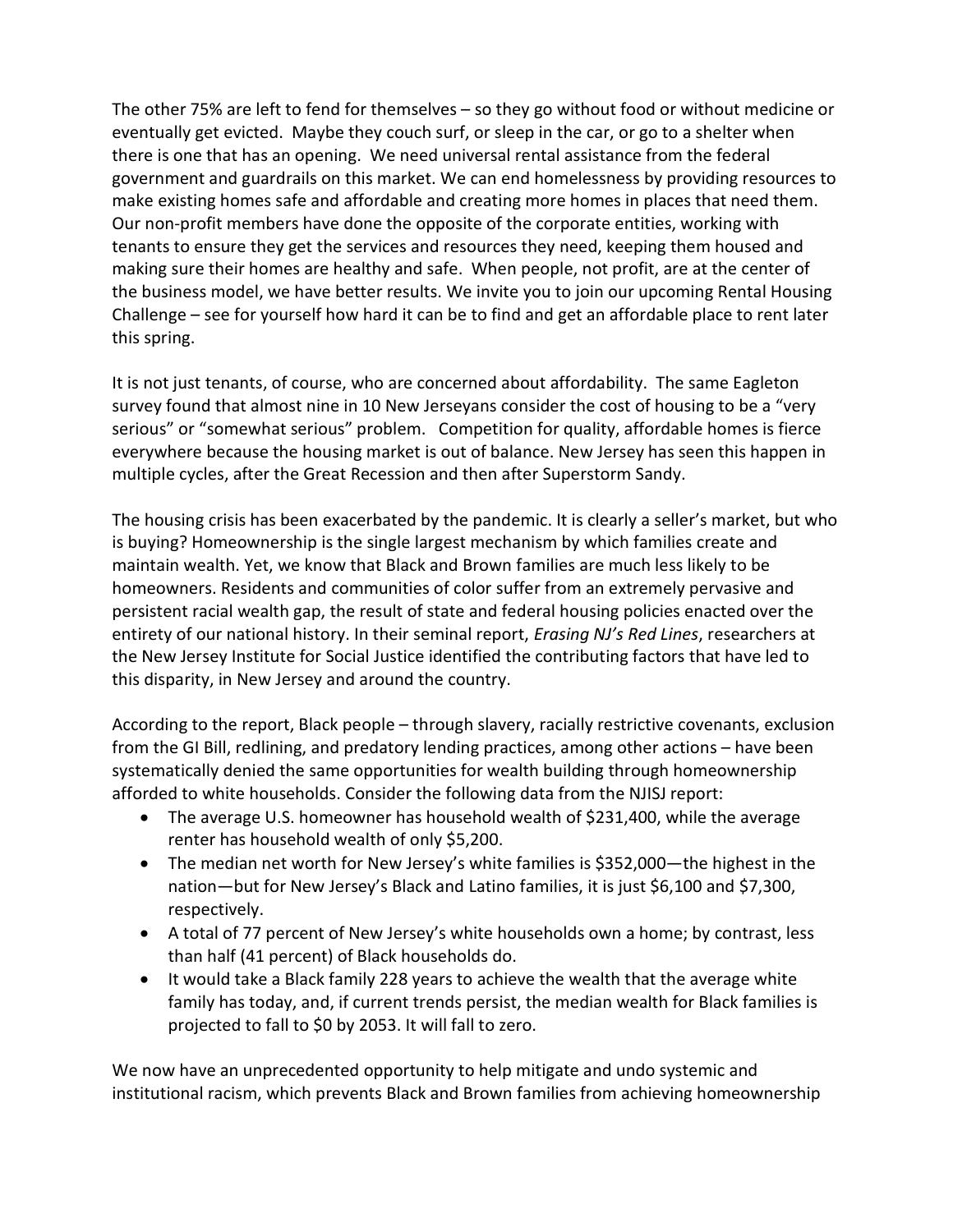The other 75% are left to fend for themselves – so they go without food or without medicine or eventually get evicted. Maybe they couch surf, or sleep in the car, or go to a shelter when there is one that has an opening. We need universal rental assistance from the federal government and guardrails on this market. We can end homelessness by providing resources to make existing homes safe and affordable and creating more homes in places that need them. Our non-profit members have done the opposite of the corporate entities, working with tenants to ensure they get the services and resources they need, keeping them housed and making sure their homes are healthy and safe. When people, not profit, are at the center of the business model, we have better results. We invite you to join our upcoming Rental Housing Challenge – see for yourself how hard it can be to find and get an affordable place to rent later this spring.

It is not just tenants, of course, who are concerned about affordability. The same Eagleton survey found that almost nine in 10 New Jerseyans consider the cost of housing to be a "very serious" or "somewhat serious" problem. Competition for quality, affordable homes is fierce everywhere because the housing market is out of balance. New Jersey has seen this happen in multiple cycles, after the Great Recession and then after Superstorm Sandy.

The housing crisis has been exacerbated by the pandemic. It is clearly a seller's market, but who is buying? Homeownership is the single largest mechanism by which families create and maintain wealth. Yet, we know that Black and Brown families are much less likely to be homeowners. Residents and communities of color suffer from an extremely pervasive and persistent racial wealth gap, the result of state and federal housing policies enacted over the entirety of our national history. In their seminal report, *Erasing NJ's Red Lines*, researchers at the New Jersey Institute for Social Justice identified the contributing factors that have led to this disparity, in New Jersey and around the country.

According to the report, Black people – through slavery, racially restrictive covenants, exclusion from the GI Bill, redlining, and predatory lending practices, among other actions – have been systematically denied the same opportunities for wealth building through homeownership afforded to white households. Consider the following data from the NJISJ report:

- The average U.S. homeowner has household wealth of $231,400, while the average renter has household wealth of only $5,200.
- The median net worth for New Jersey's white families is $352,000—the highest in the nation—but for New Jersey's Black and Latino families, it is just $6,100 and $7,300, respectively.
- A total of 77 percent of New Jersey's white households own a home; by contrast, less than half (41 percent) of Black households do.
- It would take a Black family 228 years to achieve the wealth that the average white family has today, and, if current trends persist, the median wealth for Black families is projected to fall to $0 by 2053. It will fall to zero.

We now have an unprecedented opportunity to help mitigate and undo systemic and institutional racism, which prevents Black and Brown families from achieving homeownership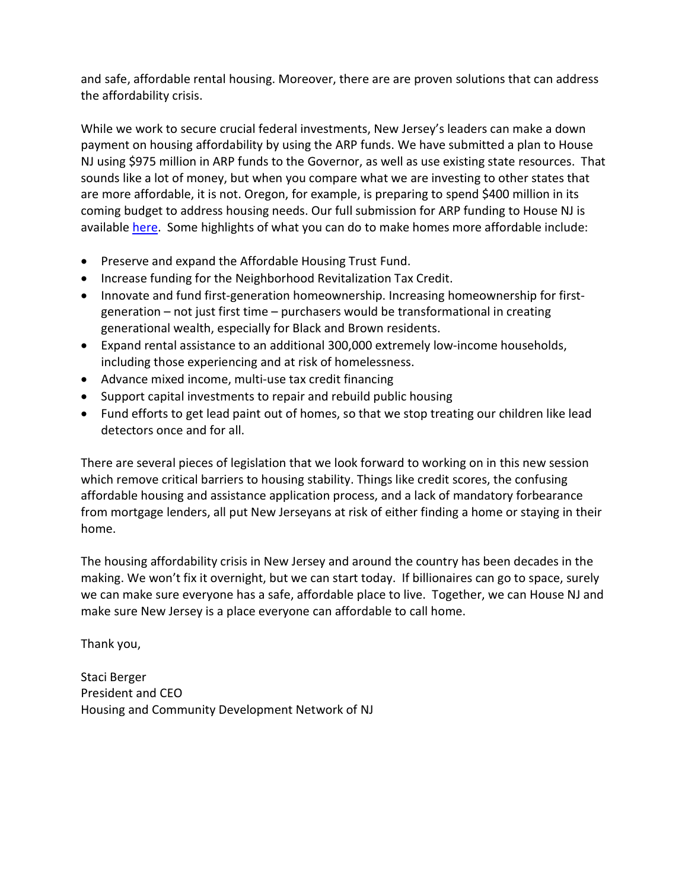and safe, affordable rental housing. Moreover, there are are proven solutions that can address the affordability crisis.

While we work to secure crucial federal investments, New Jersey's leaders can make a down payment on housing affordability by using the ARP funds. We have submitted a plan to House NJ using $975 million in ARP funds to the Governor, as well as use existing state resources. That sounds like a lot of money, but when you compare what we are investing to other states that are more affordable, it is not. Oregon, for example, is preparing to spend $400 million in its coming budget to address housing needs. Our full submission for ARP funding to House NJ is available here. Some highlights of what you can do to make homes more affordable include:

- Preserve and expand the Affordable Housing Trust Fund.
- Increase funding for the Neighborhood Revitalization Tax Credit.
- Innovate and fund first-generation homeownership. Increasing homeownership for first-generation – not just first time – purchasers would be transformational in creating generational wealth, especially for Black and Brown residents.
- Expand rental assistance to an additional 300,000 extremely low-income households, including those experiencing and at risk of homelessness.
- Advance mixed income, multi-use tax credit financing
- Support capital investments to repair and rebuild public housing
- Fund efforts to get lead paint out of homes, so that we stop treating our children like lead detectors once and for all.

There are several pieces of legislation that we look forward to working on in this new session which remove critical barriers to housing stability. Things like credit scores, the confusing affordable housing and assistance application process, and a lack of mandatory forbearance from mortgage lenders, all put New Jerseyans at risk of either finding a home or staying in their home.

The housing affordability crisis in New Jersey and around the country has been decades in the making. We won't fix it overnight, but we can start today. If billionaires can go to space, surely we can make sure everyone has a safe, affordable place to live. Together, we can House NJ and make sure New Jersey is a place everyone can affordable to call home.

Thank you,

Staci Berger
President and CEO
Housing and Community Development Network of NJ